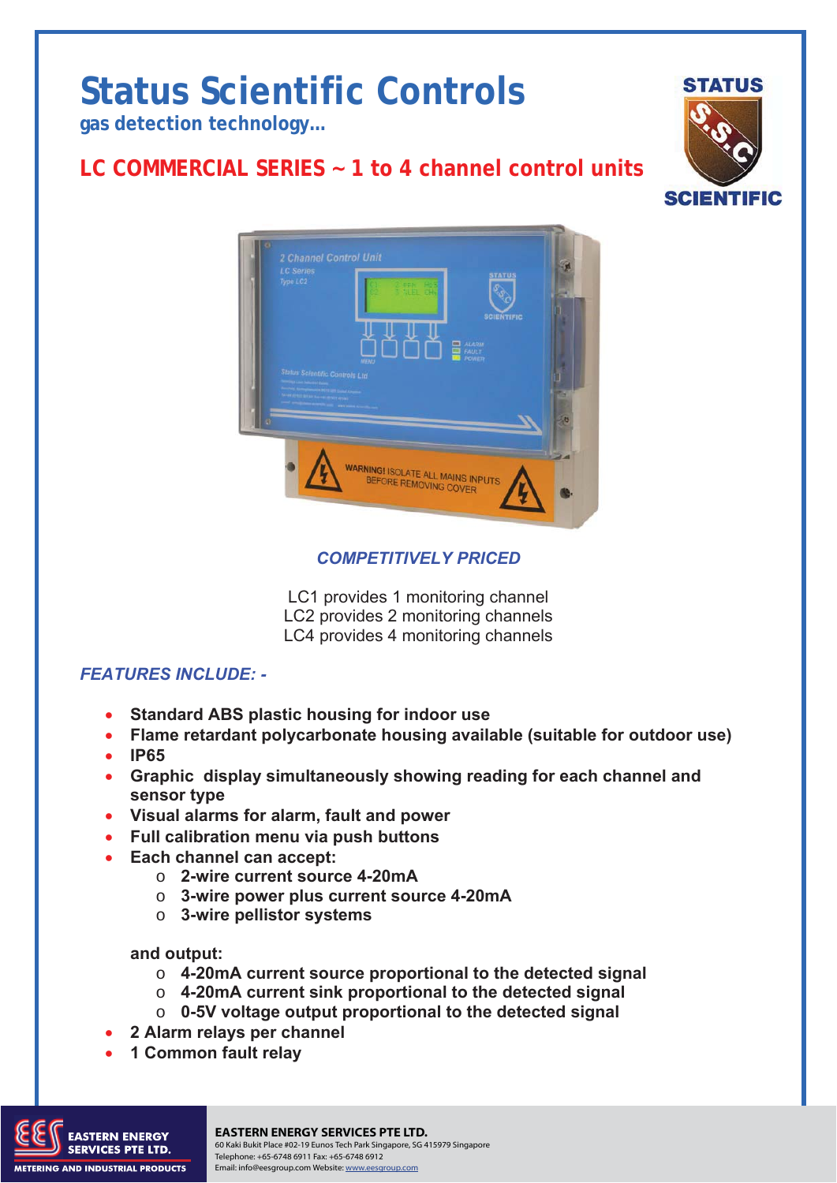# Status Scientific Controls

**gas detection technology...**

## LC COMMERCIAL SERIES ~ 1 to 4 channel control units

*COMPETITIVELY PRICED*

LC1 provides 1 monitoring channel
LC2 provides 2 monitoring channels
LC4 provides 4 monitoring channels

*FEATURES INCLUDE: -*

- **Standard ABS plastic housing for indoor use**
- **Flame retardant polycarbonate housing available (suitable for outdoor use)**
- **IP65**
- **Graphic display simultaneously showing reading for each channel and sensor type**
- **Visual alarms for alarm, fault and power**
- **Full calibration menu via push buttons**
- **Each channel can accept:**
  - **2-wire current source 4-20mA**
  - **3-wire power plus current source 4-20mA**
  - **3-wire pellistor systems**

  **and output:**
  - **4-20mA current source proportional to the detected signal**
  - **4-20mA current sink proportional to the detected signal**
  - **0-5V voltage output proportional to the detected signal**
- **2 Alarm relays per channel**
- **1 Common fault relay**

**EASTERN ENERGY SERVICES PTE LTD.**
60 Kaki Bukit Place #02-19 Eunos Tech Park Singapore, SG 415979 Singapore
Telephone: +65-6748 6911 Fax: +65-6748 6912
Email: info@eesgroup.com Website: www.eesgroup.com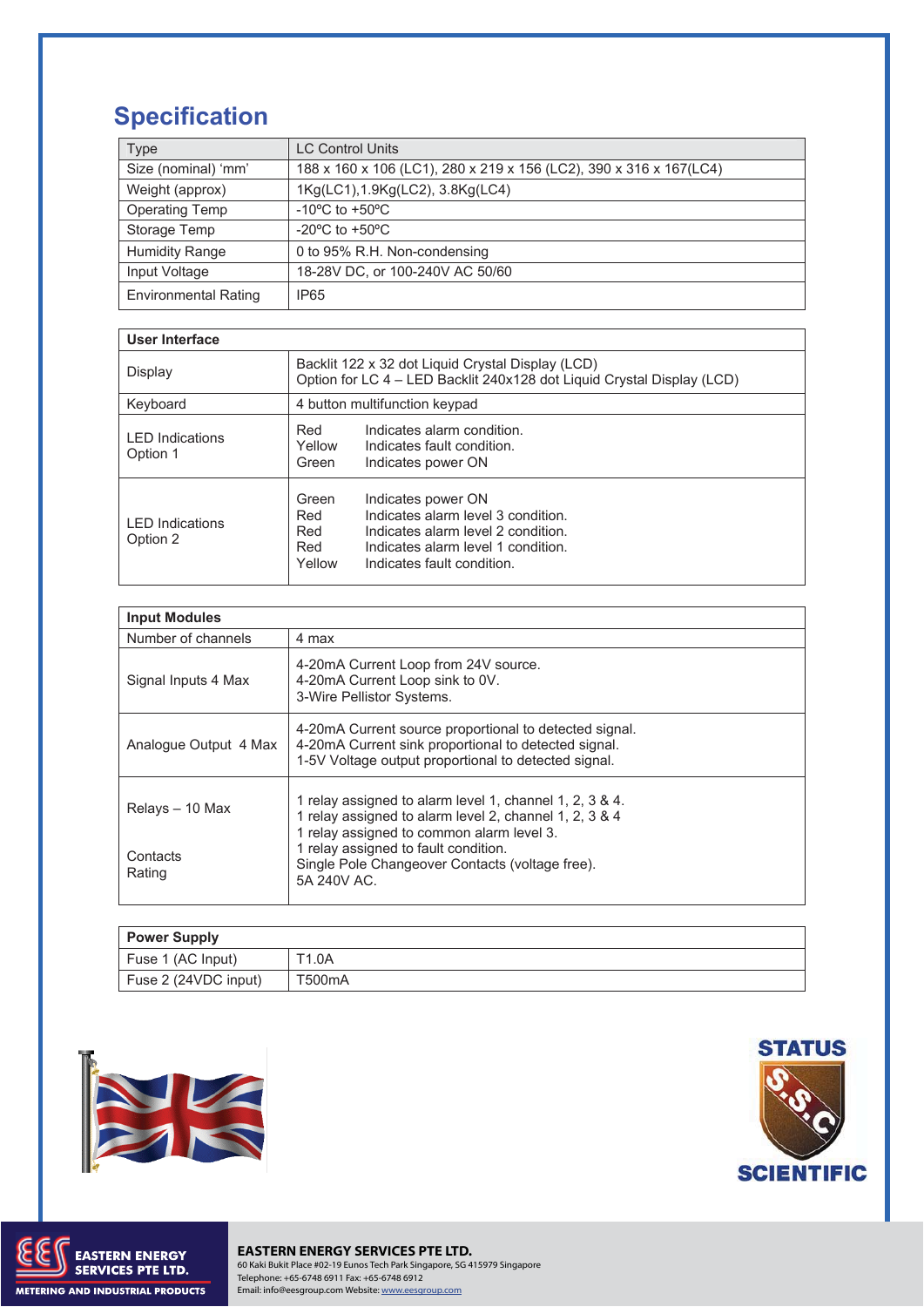# Specification

| | |
|---|---|
| Type | LC Control Units |
| Size (nominal) 'mm' | 188 x 160 x 106 (LC1), 280 x 219 x 156 (LC2), 390 x 316 x 167(LC4) |
| Weight (approx) | 1Kg(LC1),1.9Kg(LC2), 3.8Kg(LC4) |
| Operating Temp | -10ºC to +50ºC |
| Storage Temp | -20ºC to +50ºC |
| Humidity Range | 0 to 95% R.H. Non-condensing |
| Input Voltage | 18-28V DC, or 100-240V AC 50/60 |
| Environmental Rating | IP65 |

| **User Interface** | |
|---|---|
| Display | Backlit 122 x 32 dot Liquid Crystal Display (LCD)<br>Option for LC 4 – LED Backlit 240x128 dot Liquid Crystal Display (LCD) |
| Keyboard | 4 button multifunction keypad |
| LED Indications Option 1 | Red Indicates alarm condition.<br>Yellow Indicates fault condition.<br>Green Indicates power ON |
| LED Indications Option 2 | Green Indicates power ON<br>Red Indicates alarm level 3 condition.<br>Red Indicates alarm level 2 condition.<br>Red Indicates alarm level 1 condition.<br>Yellow Indicates fault condition. |

| **Input Modules** | |
|---|---|
| Number of channels | 4 max |
| Signal Inputs 4 Max | 4-20mA Current Loop from 24V source.<br>4-20mA Current Loop sink to 0V.<br>3-Wire Pellistor Systems. |
| Analogue Output 4 Max | 4-20mA Current source proportional to detected signal.<br>4-20mA Current sink proportional to detected signal.<br>1-5V Voltage output proportional to detected signal. |
| Relays – 10 Max<br><br>Contacts Rating | 1 relay assigned to alarm level 1, channel 1, 2, 3 & 4.<br>1 relay assigned to alarm level 2, channel 1, 2, 3 & 4<br>1 relay assigned to common alarm level 3.<br>1 relay assigned to fault condition.<br>Single Pole Changeover Contacts (voltage free).<br>5A 240V AC. |

| **Power Supply** | |
|---|---|
| Fuse 1 (AC Input) | T1.0A |
| Fuse 2 (24VDC input) | T500mA |

STATUS S.S.C SCIENTIFIC

EASTERN ENERGY SERVICES PTE LTD.
METERING AND INDUSTRIAL PRODUCTS

**EASTERN ENERGY SERVICES PTE LTD.**
60 Kaki Bukit Place #02-19 Eunos Tech Park Singapore, SG 415979 Singapore
Telephone: +65-6748 6911 Fax: +65-6748 6912
Email: info@eesgroup.com Website: www.eesgroup.com